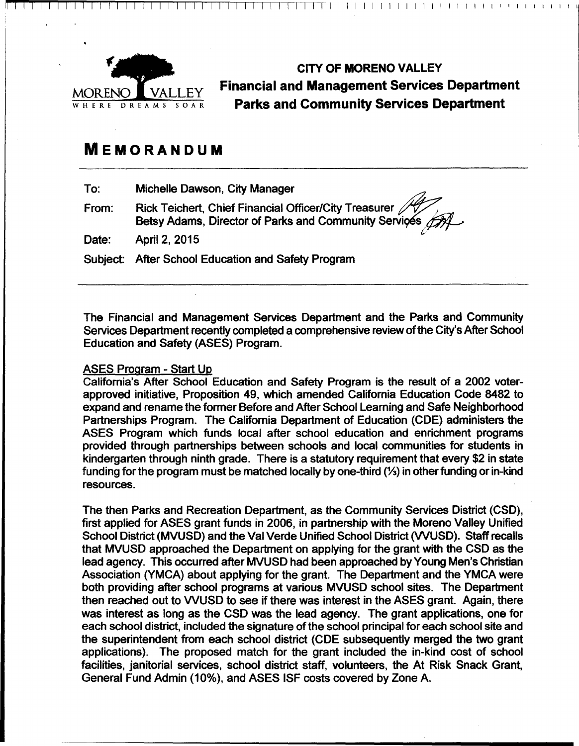**CITY OF MORENO VALLEY**
**Financial and Management Services Department**
**Parks and Community Services Department**

# MEMORANDUM

To: Michelle Dawson, City Manager

From: Rick Teichert, Chief Financial Officer/City Treasurer
Betsy Adams, Director of Parks and Community Services

Date: April 2, 2015

Subject: After School Education and Safety Program

---

The Financial and Management Services Department and the Parks and Community Services Department recently completed a comprehensive review of the City's After School Education and Safety (ASES) Program.

<u>ASES Program - Start Up</u>

California's After School Education and Safety Program is the result of a 2002 voter-approved initiative, Proposition 49, which amended California Education Code 8482 to expand and rename the former Before and After School Learning and Safe Neighborhood Partnerships Program. The California Department of Education (CDE) administers the ASES Program which funds local after school education and enrichment programs provided through partnerships between schools and local communities for students in kindergarten through ninth grade. There is a statutory requirement that every $2 in state funding for the program must be matched locally by one-third (⅓) in other funding or in-kind resources.

The then Parks and Recreation Department, as the Community Services District (CSD), first applied for ASES grant funds in 2006, in partnership with the Moreno Valley Unified School District (MVUSD) and the Val Verde Unified School District (VVUSD). Staff recalls that MVUSD approached the Department on applying for the grant with the CSD as the lead agency. This occurred after MVUSD had been approached by Young Men's Christian Association (YMCA) about applying for the grant. The Department and the YMCA were both providing after school programs at various MVUSD school sites. The Department then reached out to VVUSD to see if there was interest in the ASES grant. Again, there was interest as long as the CSD was the lead agency. The grant applications, one for each school district, included the signature of the school principal for each school site and the superintendent from each school district (CDE subsequently merged the two grant applications). The proposed match for the grant included the in-kind cost of school facilities, janitorial services, school district staff, volunteers, the At Risk Snack Grant, General Fund Admin (10%), and ASES ISF costs covered by Zone A.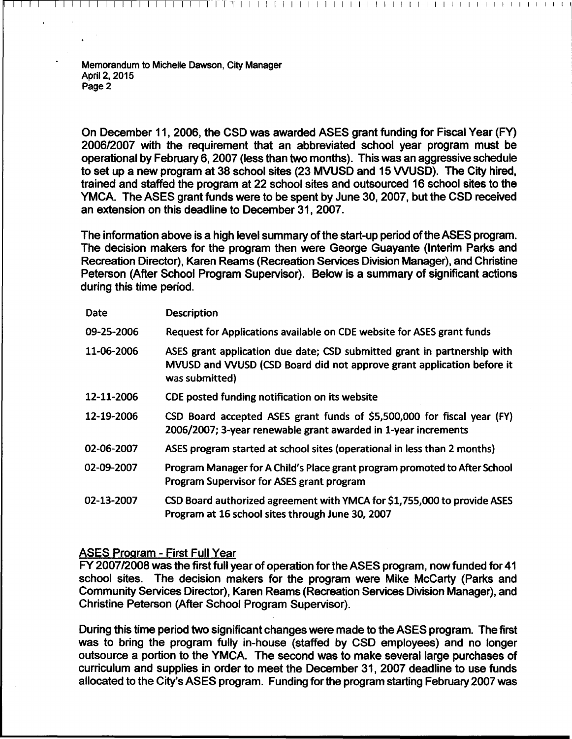On December 11, 2006, the CSD was awarded ASES grant funding for Fiscal Year (FY) 2006/2007 with the requirement that an abbreviated school year program must be operational by February 6, 2007 (less than two months). This was an aggressive schedule to set up a new program at 38 school sites (23 MVUSD and 15 VVUSD). The City hired, trained and staffed the program at 22 school sites and outsourced 16 school sites to the YMCA. The ASES grant funds were to be spent by June 30, 2007, but the CSD received an extension on this deadline to December 31, 2007.

The information above is a high level summary of the start-up period of the ASES program. The decision makers for the program then were George Guayante (Interim Parks and Recreation Director), Karen Reams (Recreation Services Division Manager), and Christine Peterson (After School Program Supervisor). Below is a summary of significant actions during this time period.

| Date | Description |
|---|---|
| 09-25-2006 | Request for Applications available on CDE website for ASES grant funds |
| 11-06-2006 | ASES grant application due date; CSD submitted grant in partnership with MVUSD and VVUSD (CSD Board did not approve grant application before it was submitted) |
| 12-11-2006 | CDE posted funding notification on its website |
| 12-19-2006 | CSD Board accepted ASES grant funds of $5,500,000 for fiscal year (FY) 2006/2007; 3-year renewable grant awarded in 1-year increments |
| 02-06-2007 | ASES program started at school sites (operational in less than 2 months) |
| 02-09-2007 | Program Manager for A Child's Place grant program promoted to After School Program Supervisor for ASES grant program |
| 02-13-2007 | CSD Board authorized agreement with YMCA for $1,755,000 to provide ASES Program at 16 school sites through June 30, 2007 |

## ASES Program - First Full Year

FY 2007/2008 was the first full year of operation for the ASES program, now funded for 41 school sites. The decision makers for the program were Mike McCarty (Parks and Community Services Director), Karen Reams (Recreation Services Division Manager), and Christine Peterson (After School Program Supervisor).

During this time period two significant changes were made to the ASES program. The first was to bring the program fully in-house (staffed by CSD employees) and no longer outsource a portion to the YMCA. The second was to make several large purchases of curriculum and supplies in order to meet the December 31, 2007 deadline to use funds allocated to the City's ASES program. Funding for the program starting February 2007 was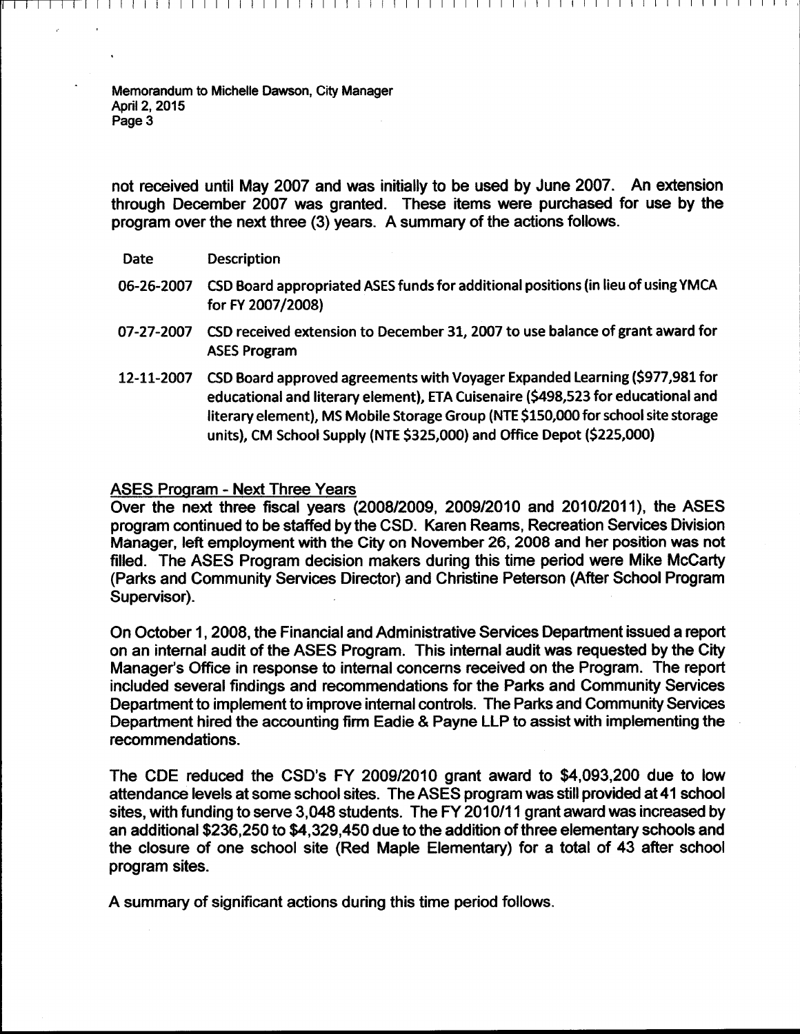not received until May 2007 and was initially to be used by June 2007. An extension through December 2007 was granted. These items were purchased for use by the program over the next three (3) years. A summary of the actions follows.

| Date | Description |
|---|---|
| 06-26-2007 | CSD Board appropriated ASES funds for additional positions (in lieu of using YMCA for FY 2007/2008) |
| 07-27-2007 | CSD received extension to December 31, 2007 to use balance of grant award for ASES Program |
| 12-11-2007 | CSD Board approved agreements with Voyager Expanded Learning ($977,981 for educational and literary element), ETA Cuisenaire ($498,523 for educational and literary element), MS Mobile Storage Group (NTE $150,000 for school site storage units), CM School Supply (NTE $325,000) and Office Depot ($225,000) |

ASES Program - Next Three Years

Over the next three fiscal years (2008/2009, 2009/2010 and 2010/2011), the ASES program continued to be staffed by the CSD. Karen Reams, Recreation Services Division Manager, left employment with the City on November 26, 2008 and her position was not filled. The ASES Program decision makers during this time period were Mike McCarty (Parks and Community Services Director) and Christine Peterson (After School Program Supervisor).

On October 1, 2008, the Financial and Administrative Services Department issued a report on an internal audit of the ASES Program. This internal audit was requested by the City Manager's Office in response to internal concerns received on the Program. The report included several findings and recommendations for the Parks and Community Services Department to implement to improve internal controls. The Parks and Community Services Department hired the accounting firm Eadie & Payne LLP to assist with implementing the recommendations.

The CDE reduced the CSD's FY 2009/2010 grant award to $4,093,200 due to low attendance levels at some school sites. The ASES program was still provided at 41 school sites, with funding to serve 3,048 students. The FY 2010/11 grant award was increased by an additional $236,250 to $4,329,450 due to the addition of three elementary schools and the closure of one school site (Red Maple Elementary) for a total of 43 after school program sites.

A summary of significant actions during this time period follows.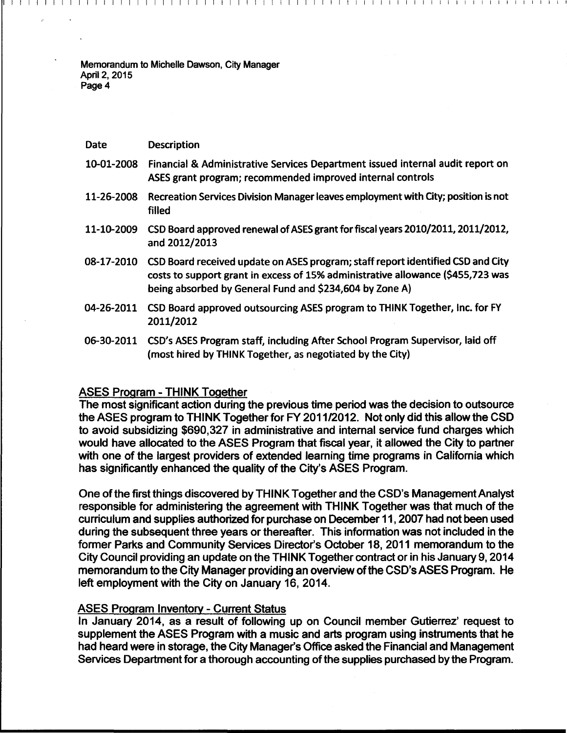| Date | Description |
|---|---|
| 10-01-2008 | Financial & Administrative Services Department issued internal audit report on ASES grant program; recommended improved internal controls |
| 11-26-2008 | Recreation Services Division Manager leaves employment with City; position is not filled |
| 11-10-2009 | CSD Board approved renewal of ASES grant for fiscal years 2010/2011, 2011/2012, and 2012/2013 |
| 08-17-2010 | CSD Board received update on ASES program; staff report identified CSD and City costs to support grant in excess of 15% administrative allowance ($455,723 was being absorbed by General Fund and $234,604 by Zone A) |
| 04-26-2011 | CSD Board approved outsourcing ASES program to THINK Together, Inc. for FY 2011/2012 |
| 06-30-2011 | CSD's ASES Program staff, including After School Program Supervisor, laid off (most hired by THINK Together, as negotiated by the City) |

## ASES Program - THINK Together

The most significant action during the previous time period was the decision to outsource the ASES program to THINK Together for FY 2011/2012. Not only did this allow the CSD to avoid subsidizing $690,327 in administrative and internal service fund charges which would have allocated to the ASES Program that fiscal year, it allowed the City to partner with one of the largest providers of extended learning time programs in California which has significantly enhanced the quality of the City's ASES Program.

One of the first things discovered by THINK Together and the CSD's Management Analyst responsible for administering the agreement with THINK Together was that much of the curriculum and supplies authorized for purchase on December 11, 2007 had not been used during the subsequent three years or thereafter. This information was not included in the former Parks and Community Services Director's October 18, 2011 memorandum to the City Council providing an update on the THINK Together contract or in his January 9, 2014 memorandum to the City Manager providing an overview of the CSD's ASES Program. He left employment with the City on January 16, 2014.

## ASES Program Inventory - Current Status

In January 2014, as a result of following up on Council member Gutierrez' request to supplement the ASES Program with a music and arts program using instruments that he had heard were in storage, the City Manager's Office asked the Financial and Management Services Department for a thorough accounting of the supplies purchased by the Program.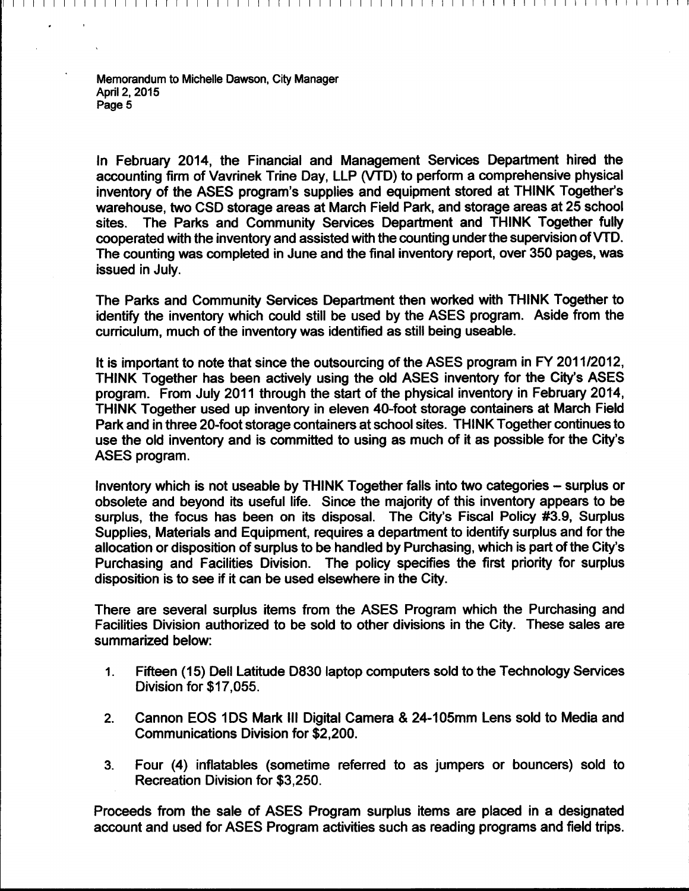In February 2014, the Financial and Management Services Department hired the accounting firm of Vavrinek Trine Day, LLP (VTD) to perform a comprehensive physical inventory of the ASES program's supplies and equipment stored at THINK Together's warehouse, two CSD storage areas at March Field Park, and storage areas at 25 school sites. The Parks and Community Services Department and THINK Together fully cooperated with the inventory and assisted with the counting under the supervision of VTD. The counting was completed in June and the final inventory report, over 350 pages, was issued in July.

The Parks and Community Services Department then worked with THINK Together to identify the inventory which could still be used by the ASES program. Aside from the curriculum, much of the inventory was identified as still being useable.

It is important to note that since the outsourcing of the ASES program in FY 2011/2012, THINK Together has been actively using the old ASES inventory for the City's ASES program. From July 2011 through the start of the physical inventory in February 2014, THINK Together used up inventory in eleven 40-foot storage containers at March Field Park and in three 20-foot storage containers at school sites. THINK Together continues to use the old inventory and is committed to using as much of it as possible for the City's ASES program.

Inventory which is not useable by THINK Together falls into two categories – surplus or obsolete and beyond its useful life. Since the majority of this inventory appears to be surplus, the focus has been on its disposal. The City's Fiscal Policy #3.9, Surplus Supplies, Materials and Equipment, requires a department to identify surplus and for the allocation or disposition of surplus to be handled by Purchasing, which is part of the City's Purchasing and Facilities Division. The policy specifies the first priority for surplus disposition is to see if it can be used elsewhere in the City.

There are several surplus items from the ASES Program which the Purchasing and Facilities Division authorized to be sold to other divisions in the City. These sales are summarized below:

1. Fifteen (15) Dell Latitude D830 laptop computers sold to the Technology Services Division for $17,055.

2. Cannon EOS 1DS Mark III Digital Camera & 24-105mm Lens sold to Media and Communications Division for $2,200.

3. Four (4) inflatables (sometime referred to as jumpers or bouncers) sold to Recreation Division for $3,250.

Proceeds from the sale of ASES Program surplus items are placed in a designated account and used for ASES Program activities such as reading programs and field trips.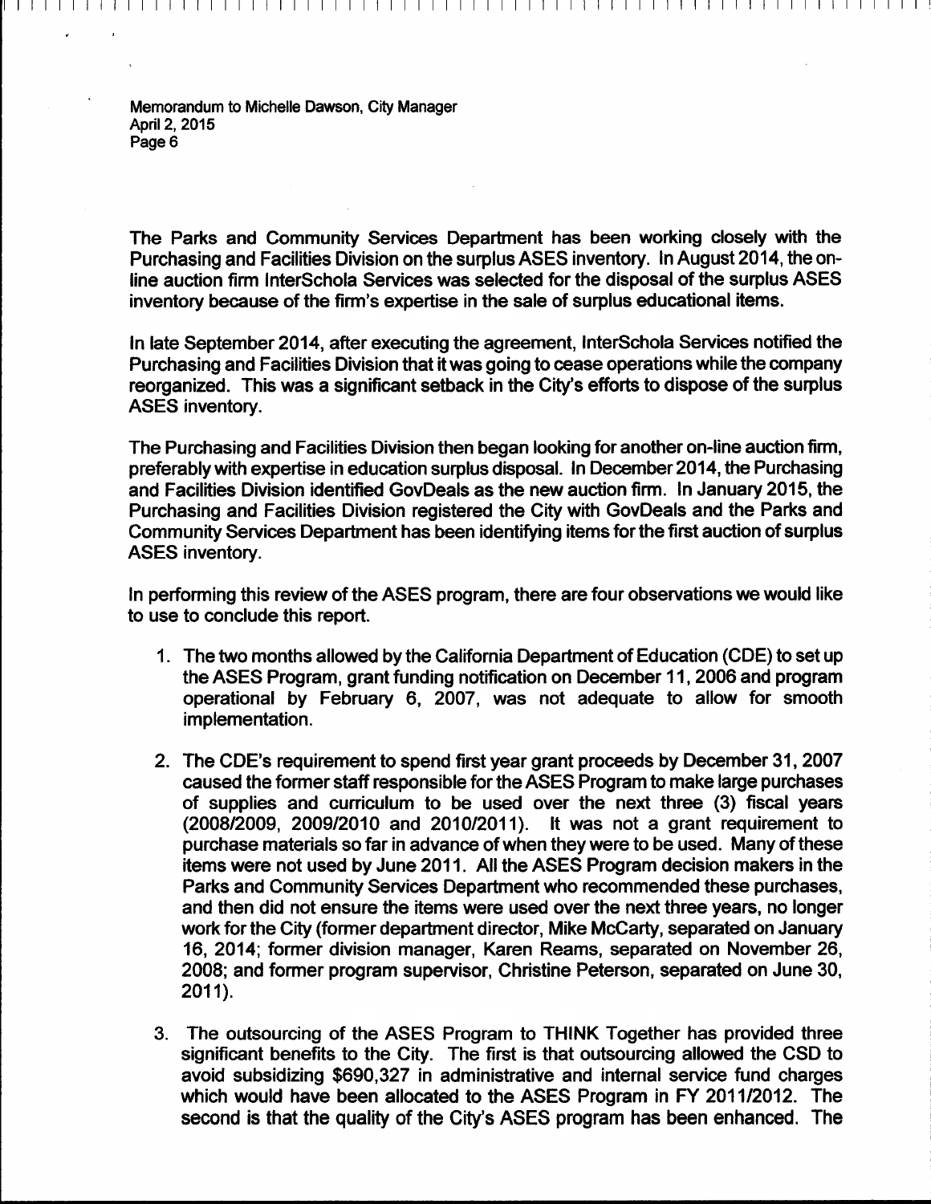The Parks and Community Services Department has been working closely with the Purchasing and Facilities Division on the surplus ASES inventory. In August 2014, the on-line auction firm InterSchola Services was selected for the disposal of the surplus ASES inventory because of the firm's expertise in the sale of surplus educational items.

In late September 2014, after executing the agreement, InterSchola Services notified the Purchasing and Facilities Division that it was going to cease operations while the company reorganized. This was a significant setback in the City's efforts to dispose of the surplus ASES inventory.

The Purchasing and Facilities Division then began looking for another on-line auction firm, preferably with expertise in education surplus disposal. In December 2014, the Purchasing and Facilities Division identified GovDeals as the new auction firm. In January 2015, the Purchasing and Facilities Division registered the City with GovDeals and the Parks and Community Services Department has been identifying items for the first auction of surplus ASES inventory.

In performing this review of the ASES program, there are four observations we would like to use to conclude this report.

1. The two months allowed by the California Department of Education (CDE) to set up the ASES Program, grant funding notification on December 11, 2006 and program operational by February 6, 2007, was not adequate to allow for smooth implementation.

2. The CDE's requirement to spend first year grant proceeds by December 31, 2007 caused the former staff responsible for the ASES Program to make large purchases of supplies and curriculum to be used over the next three (3) fiscal years (2008/2009, 2009/2010 and 2010/2011). It was not a grant requirement to purchase materials so far in advance of when they were to be used. Many of these items were not used by June 2011. All the ASES Program decision makers in the Parks and Community Services Department who recommended these purchases, and then did not ensure the items were used over the next three years, no longer work for the City (former department director, Mike McCarty, separated on January 16, 2014; former division manager, Karen Reams, separated on November 26, 2008; and former program supervisor, Christine Peterson, separated on June 30, 2011).

3. The outsourcing of the ASES Program to THINK Together has provided three significant benefits to the City. The first is that outsourcing allowed the CSD to avoid subsidizing $690,327 in administrative and internal service fund charges which would have been allocated to the ASES Program in FY 2011/2012. The second is that the quality of the City's ASES program has been enhanced. The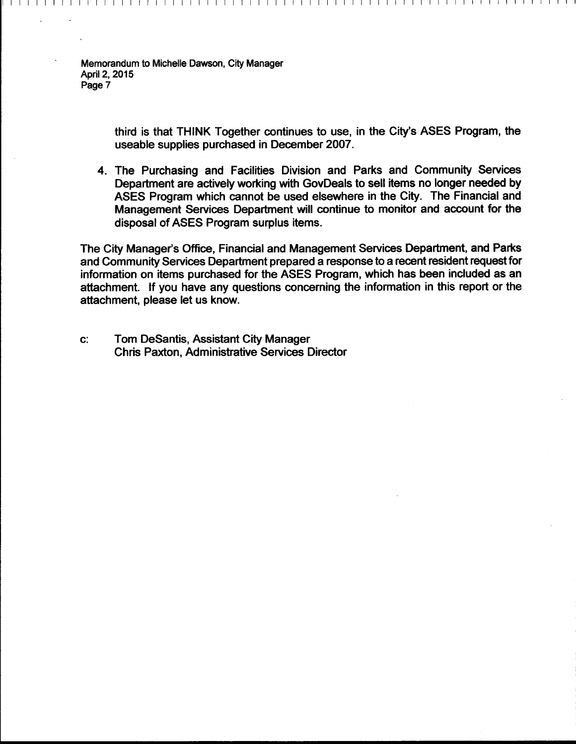third is that THINK Together continues to use, in the City's ASES Program, the useable supplies purchased in December 2007.

4. The Purchasing and Facilities Division and Parks and Community Services Department are actively working with GovDeals to sell items no longer needed by ASES Program which cannot be used elsewhere in the City. The Financial and Management Services Department will continue to monitor and account for the disposal of ASES Program surplus items.

The City Manager's Office, Financial and Management Services Department, and Parks and Community Services Department prepared a response to a recent resident request for information on items purchased for the ASES Program, which has been included as an attachment. If you have any questions concerning the information in this report or the attachment, please let us know.

c: Tom DeSantis, Assistant City Manager
Chris Paxton, Administrative Services Director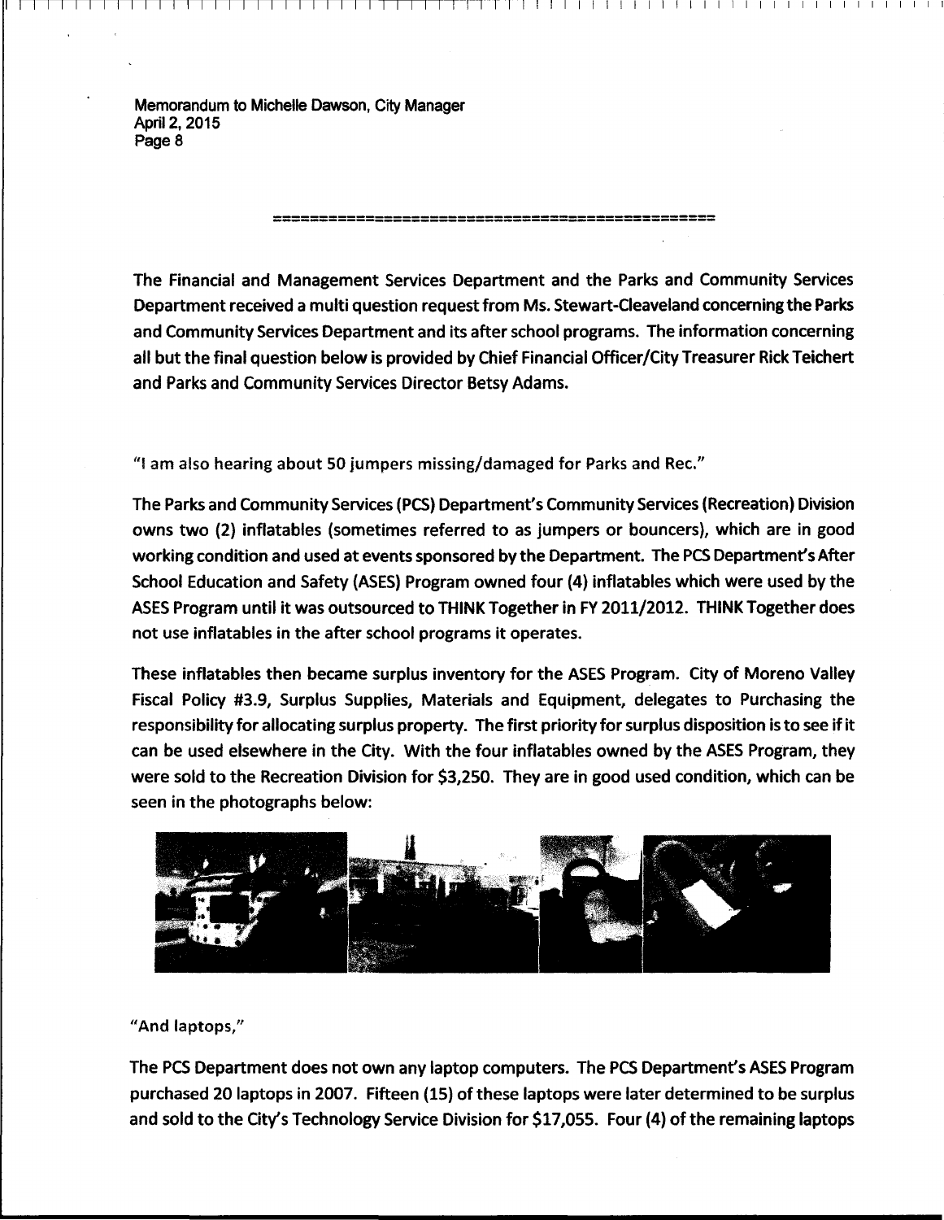Memorandum to Michelle Dawson, City Manager
April 2, 2015
Page 8

==============================================

The Financial and Management Services Department and the Parks and Community Services Department received a multi question request from Ms. Stewart-Cleaveland concerning the Parks and Community Services Department and its after school programs. The information concerning all but the final question below is provided by Chief Financial Officer/City Treasurer Rick Teichert and Parks and Community Services Director Betsy Adams.

"I am also hearing about 50 jumpers missing/damaged for Parks and Rec."

The Parks and Community Services (PCS) Department's Community Services (Recreation) Division owns two (2) inflatables (sometimes referred to as jumpers or bouncers), which are in good working condition and used at events sponsored by the Department. The PCS Department's After School Education and Safety (ASES) Program owned four (4) inflatables which were used by the ASES Program until it was outsourced to THINK Together in FY 2011/2012. THINK Together does not use inflatables in the after school programs it operates.

These inflatables then became surplus inventory for the ASES Program. City of Moreno Valley Fiscal Policy #3.9, Surplus Supplies, Materials and Equipment, delegates to Purchasing the responsibility for allocating surplus property. The first priority for surplus disposition is to see if it can be used elsewhere in the City. With the four inflatables owned by the ASES Program, they were sold to the Recreation Division for $3,250. They are in good used condition, which can be seen in the photographs below:

"And laptops,"

The PCS Department does not own any laptop computers. The PCS Department's ASES Program purchased 20 laptops in 2007. Fifteen (15) of these laptops were later determined to be surplus and sold to the City's Technology Service Division for $17,055. Four (4) of the remaining laptops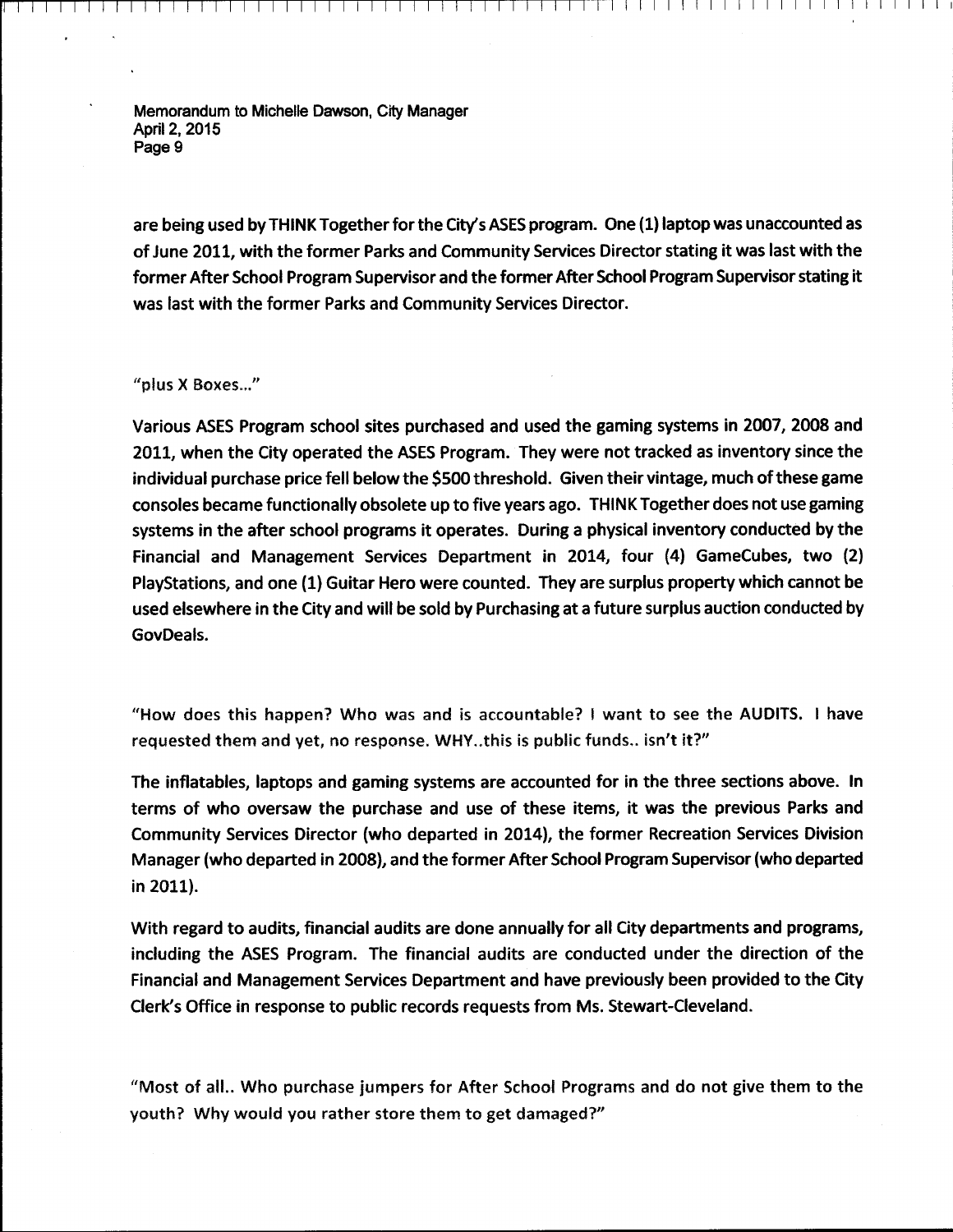are being used by THINK Together for the City's ASES program. One (1) laptop was unaccounted as of June 2011, with the former Parks and Community Services Director stating it was last with the former After School Program Supervisor and the former After School Program Supervisor stating it was last with the former Parks and Community Services Director.

"plus X Boxes..."

Various ASES Program school sites purchased and used the gaming systems in 2007, 2008 and 2011, when the City operated the ASES Program. They were not tracked as inventory since the individual purchase price fell below the $500 threshold. Given their vintage, much of these game consoles became functionally obsolete up to five years ago. THINK Together does not use gaming systems in the after school programs it operates. During a physical inventory conducted by the Financial and Management Services Department in 2014, four (4) GameCubes, two (2) PlayStations, and one (1) Guitar Hero were counted. They are surplus property which cannot be used elsewhere in the City and will be sold by Purchasing at a future surplus auction conducted by GovDeals.

"How does this happen? Who was and is accountable? I want to see the AUDITS. I have requested them and yet, no response. WHY..this is public funds.. isn't it?"

The inflatables, laptops and gaming systems are accounted for in the three sections above. In terms of who oversaw the purchase and use of these items, it was the previous Parks and Community Services Director (who departed in 2014), the former Recreation Services Division Manager (who departed in 2008), and the former After School Program Supervisor (who departed in 2011).

With regard to audits, financial audits are done annually for all City departments and programs, including the ASES Program. The financial audits are conducted under the direction of the Financial and Management Services Department and have previously been provided to the City Clerk's Office in response to public records requests from Ms. Stewart-Cleveland.

"Most of all.. Who purchase jumpers for After School Programs and do not give them to the youth? Why would you rather store them to get damaged?"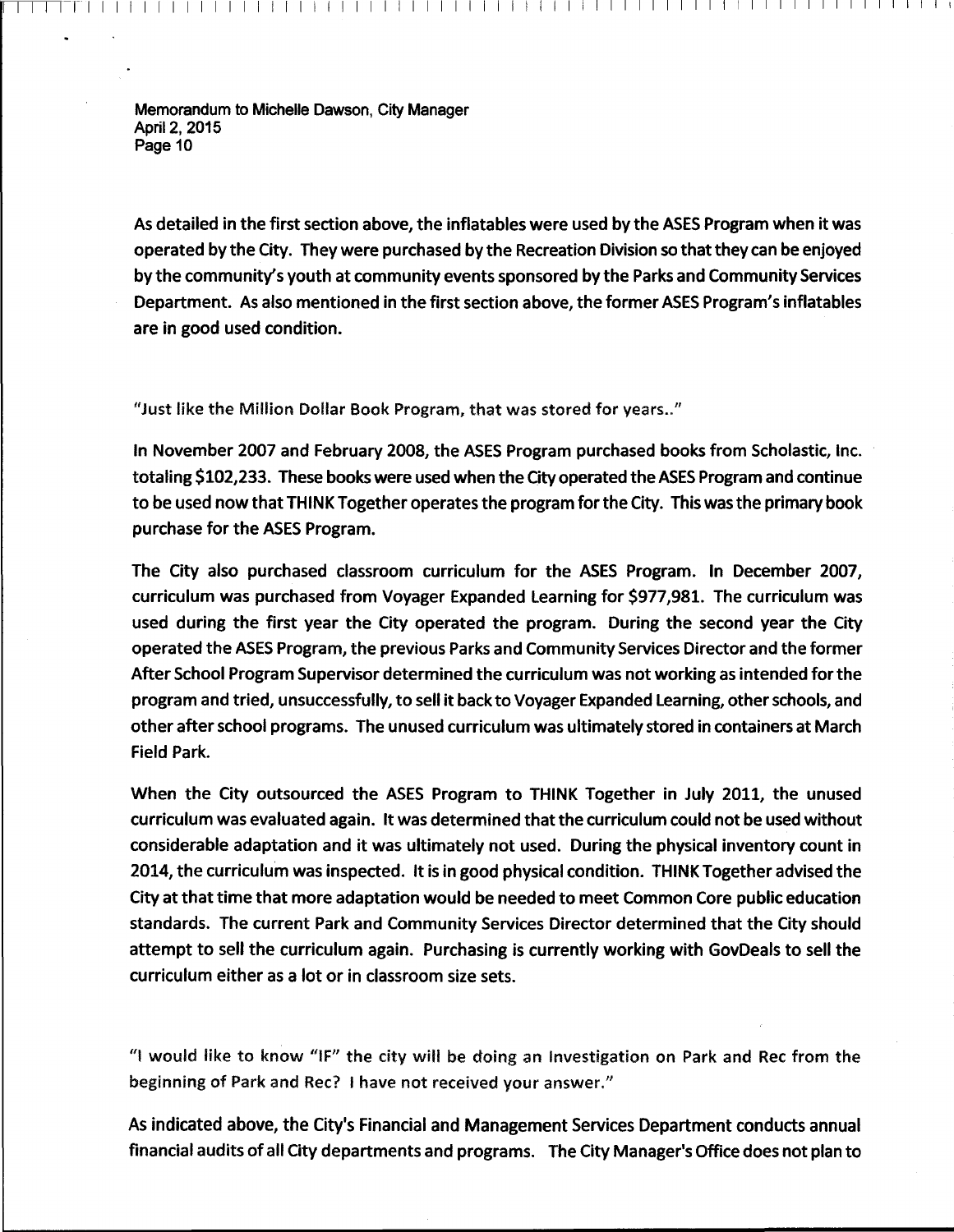As detailed in the first section above, the inflatables were used by the ASES Program when it was operated by the City. They were purchased by the Recreation Division so that they can be enjoyed by the community's youth at community events sponsored by the Parks and Community Services Department. As also mentioned in the first section above, the former ASES Program's inflatables are in good used condition.

"Just like the Million Dollar Book Program, that was stored for years.."

In November 2007 and February 2008, the ASES Program purchased books from Scholastic, Inc. totaling $102,233. These books were used when the City operated the ASES Program and continue to be used now that THINK Together operates the program for the City. This was the primary book purchase for the ASES Program.

The City also purchased classroom curriculum for the ASES Program. In December 2007, curriculum was purchased from Voyager Expanded Learning for $977,981. The curriculum was used during the first year the City operated the program. During the second year the City operated the ASES Program, the previous Parks and Community Services Director and the former After School Program Supervisor determined the curriculum was not working as intended for the program and tried, unsuccessfully, to sell it back to Voyager Expanded Learning, other schools, and other after school programs. The unused curriculum was ultimately stored in containers at March Field Park.

When the City outsourced the ASES Program to THINK Together in July 2011, the unused curriculum was evaluated again. It was determined that the curriculum could not be used without considerable adaptation and it was ultimately not used. During the physical inventory count in 2014, the curriculum was inspected. It is in good physical condition. THINK Together advised the City at that time that more adaptation would be needed to meet Common Core public education standards. The current Park and Community Services Director determined that the City should attempt to sell the curriculum again. Purchasing is currently working with GovDeals to sell the curriculum either as a lot or in classroom size sets.

"I would like to know "IF" the city will be doing an Investigation on Park and Rec from the beginning of Park and Rec? I have not received your answer."

As indicated above, the City's Financial and Management Services Department conducts annual financial audits of all City departments and programs. The City Manager's Office does not plan to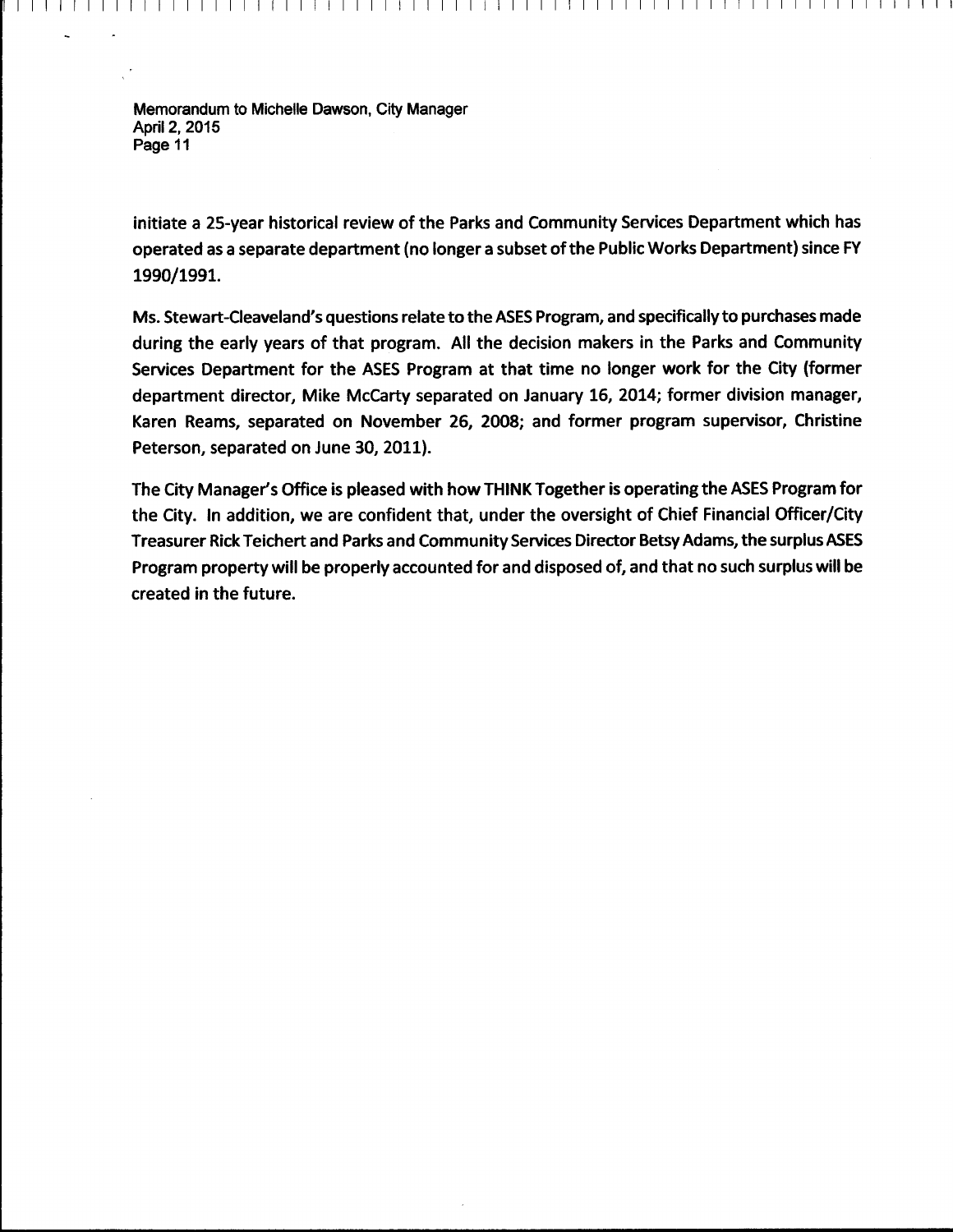initiate a 25-year historical review of the Parks and Community Services Department which has operated as a separate department (no longer a subset of the Public Works Department) since FY 1990/1991.

Ms. Stewart-Cleaveland's questions relate to the ASES Program, and specifically to purchases made during the early years of that program. All the decision makers in the Parks and Community Services Department for the ASES Program at that time no longer work for the City (former department director, Mike McCarty separated on January 16, 2014; former division manager, Karen Reams, separated on November 26, 2008; and former program supervisor, Christine Peterson, separated on June 30, 2011).

The City Manager's Office is pleased with how THINK Together is operating the ASES Program for the City. In addition, we are confident that, under the oversight of Chief Financial Officer/City Treasurer Rick Teichert and Parks and Community Services Director Betsy Adams, the surplus ASES Program property will be properly accounted for and disposed of, and that no such surplus will be created in the future.